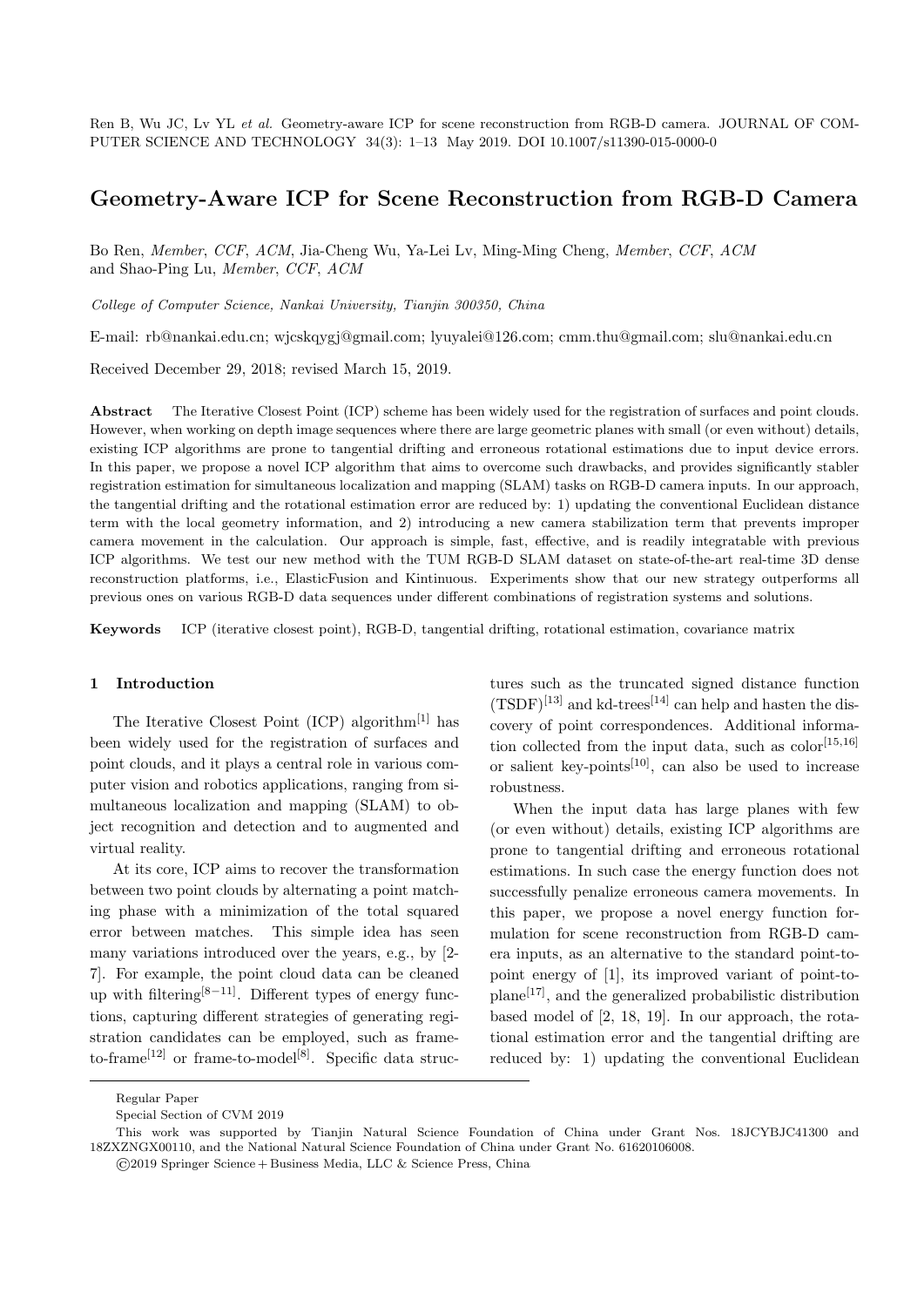# Geometry-Aware ICP for Scene Reconstruction from RGB-D Camera

Bo Ren, *Member, CCF, ACM*, Jia-Cheng Wu, Ya-Lei Lv, Ming-Ming Cheng, *Member, CCF, ACM* and Shao-Ping Lu, *Member, CCF, ACM*

*College of Computer Science, Nankai University, Tianjin 300350, China*

E-mail: rb@nankai.edu.cn; wjcskqygj@gmail.com; lyuyalei@126.com; cmm.thu@gmail.com; slu@nankai.edu.cn

Received December 29, 2018; revised March 15, 2019.

**Abstract** The Iterative Closest Point (ICP) scheme has been widely used for the registration of surfaces and point clouds. However, when working on depth image sequences where there are large geometric planes with small (or even without) details, existing ICP algorithms are prone to tangential drifting and erroneous rotational estimations due to input device errors. In this paper, we propose a novel ICP algorithm that aims to overcome such drawbacks, and provides significantly stabler registration estimation for simultaneous localization and mapping (SLAM) tasks on RGB-D camera inputs. In our approach, the tangential drifting and the rotational estimation error are reduced by: 1) updating the conventional Euclidean distance term with the local geometry information, and 2) introducing a new camera stabilization term that prevents improper camera movement in the calculation. Our approach is simple, fast, effective, and is readily integratable with previous ICP algorithms. We test our new method with the TUM RGB-D SLAM dataset on state-of-the-art real-time 3D dense reconstruction platforms, i.e., ElasticFusion and Kintinuous. Experiments show that our new strategy outperforms all previous ones on various RGB-D data sequences under different combinations of registration systems and solutions.

**Keywords** ICP (iterative closest point), RGB-D, tangential drifting, rotational estimation, covariance matrix

## 1 Introduction

The Iterative Closest Point (ICP) algorithm[1] has been widely used for the registration of surfaces and point clouds, and it plays a central role in various computer vision and robotics applications, ranging from simultaneous localization and mapping (SLAM) to object recognition and detection and to augmented and virtual reality.

At its core, ICP aims to recover the transformation between two point clouds by alternating a point matching phase with a minimization of the total squared error between matches. This simple idea has seen many variations introduced over the years, e.g., by [2-7]. For example, the point cloud data can be cleaned up with filtering[8−11]. Different types of energy functions, capturing different strategies of generating registration candidates can be employed, such as frame-to-frame[12] or frame-to-model[8]. Specific data structures such as the truncated signed distance function (TSDF)[13] and kd-trees[14] can help and hasten the discovery of point correspondences. Additional information collected from the input data, such as color[15,16] or salient key-points[10], can also be used to increase robustness.

When the input data has large planes with few (or even without) details, existing ICP algorithms are prone to tangential drifting and erroneous rotational estimations. In such case the energy function does not successfully penalize erroneous camera movements. In this paper, we propose a novel energy function formulation for scene reconstruction from RGB-D camera inputs, as an alternative to the standard point-to-point energy of [1], its improved variant of point-to-plane[17], and the generalized probabilistic distribution based model of [2, 18, 19]. In our approach, the rotational estimation error and the tangential drifting are reduced by: 1) updating the conventional Euclidean

---

Regular Paper

Special Section of CVM 2019

This work was supported by Tianjin Natural Science Foundation of China under Grant Nos. 18JCYBJC41300 and 18ZXZNGX00110, and the National Natural Science Foundation of China under Grant No. 61620106008.

©2019 Springer Science + Business Media, LLC & Science Press, China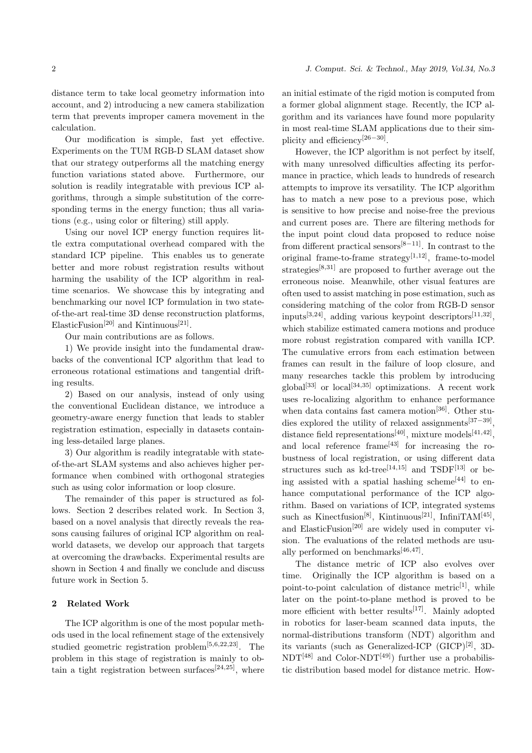distance term to take local geometry information into account, and 2) introducing a new camera stabilization term that prevents improper camera movement in the calculation.

Our modification is simple, fast yet effective. Experiments on the TUM RGB-D SLAM dataset show that our strategy outperforms all the matching energy function variations stated above. Furthermore, our solution is readily integratable with previous ICP algorithms, through a simple substitution of the corresponding terms in the energy function; thus all variations (e.g., using color or filtering) still apply.

Using our novel ICP energy function requires little extra computational overhead compared with the standard ICP pipeline. This enables us to generate better and more robust registration results without harming the usability of the ICP algorithm in real-time scenarios. We showcase this by integrating and benchmarking our novel ICP formulation in two state-of-the-art real-time 3D dense reconstruction platforms, ElasticFusion[20] and Kintinuous[21].

Our main contributions are as follows.

1) We provide insight into the fundamental drawbacks of the conventional ICP algorithm that lead to erroneous rotational estimations and tangential drifting results.

2) Based on our analysis, instead of only using the conventional Euclidean distance, we introduce a geometry-aware energy function that leads to stabler registration estimation, especially in datasets containing less-detailed large planes.

3) Our algorithm is readily integratable with state-of-the-art SLAM systems and also achieves higher performance when combined with orthogonal strategies such as using color information or loop closure.

The remainder of this paper is structured as follows. Section 2 describes related work. In Section 3, based on a novel analysis that directly reveals the reasons causing failures of original ICP algorithm on real-world datasets, we develop our approach that targets at overcoming the drawbacks. Experimental results are shown in Section 4 and finally we conclude and discuss future work in Section 5.

## 2 Related Work

The ICP algorithm is one of the most popular methods used in the local refinement stage of the extensively studied geometric registration problem[5,6,22,23]. The problem in this stage of registration is mainly to obtain a tight registration between surfaces[24,25], where an initial estimate of the rigid motion is computed from a former global alignment stage. Recently, the ICP algorithm and its variances have found more popularity in most real-time SLAM applications due to their simplicity and efficiency[26−30].

However, the ICP algorithm is not perfect by itself, with many unresolved difficulties affecting its performance in practice, which leads to hundreds of research attempts to improve its versatility. The ICP algorithm has to match a new pose to a previous pose, which is sensitive to how precise and noise-free the previous and current poses are. There are filtering methods for the input point cloud data proposed to reduce noise from different practical sensors[8−11]. In contrast to the original frame-to-frame strategy[1,12], frame-to-model strategies[8,31] are proposed to further average out the erroneous noise. Meanwhile, other visual features are often used to assist matching in pose estimation, such as considering matching of the color from RGB-D sensor inputs[3,24], adding various keypoint descriptors[11,32], which stabilize estimated camera motions and produce more robust registration compared with vanilla ICP. The cumulative errors from each estimation between frames can result in the failure of loop closure, and many researches tackle this problem by introducing global[33] or local[34,35] optimizations. A recent work uses re-localizing algorithm to enhance performance when data contains fast camera motion[36]. Other studies explored the utility of relaxed assignments[37−39], distance field representations[40], mixture models[41,42], and local reference frame[43] for increasing the robustness of local registration, or using different data structures such as kd-tree[14,15] and TSDF[13] or being assisted with a spatial hashing scheme[44] to enhance computational performance of the ICP algorithm. Based on variations of ICP, integrated systems such as Kinectfusion[8], Kintinuous[21], InfiniTAM[45], and ElasticFusion[20] are widely used in computer vision. The evaluations of the related methods are usually performed on benchmarks[46,47].

The distance metric of ICP also evolves over time. Originally the ICP algorithm is based on a point-to-point calculation of distance metric[1], while later on the point-to-plane method is proved to be more efficient with better results[17]. Mainly adopted in robotics for laser-beam scanned data inputs, the normal-distributions transform (NDT) algorithm and its variants (such as Generalized-ICP (GICP)[2], 3D-NDT[48] and Color-NDT[49]) further use a probabilistic distribution based model for distance metric. How-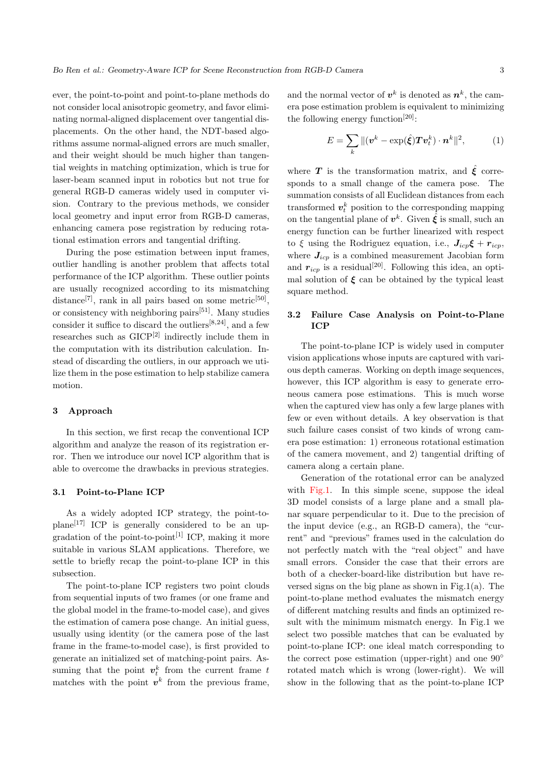ever, the point-to-point and point-to-plane methods do not consider local anisotropic geometry, and favor eliminating normal-aligned displacement over tangential displacements. On the other hand, the NDT-based algorithms assume normal-aligned errors are much smaller, and their weight should be much higher than tangential weights in matching optimization, which is true for laser-beam scanned input in robotics but not true for general RGB-D cameras widely used in computer vision. Contrary to the previous methods, we consider local geometry and input error from RGB-D cameras, enhancing camera pose registration by reducing rotational estimation errors and tangential drifting.

During the pose estimation between input frames, outlier handling is another problem that affects total performance of the ICP algorithm. These outlier points are usually recognized according to its mismatching distance[7], rank in all pairs based on some metric[50], or consistency with neighboring pairs[51]. Many studies consider it suffice to discard the outliers[8,24], and a few researches such as GICP[2] indirectly include them in the computation with its distribution calculation. Instead of discarding the outliers, in our approach we utilize them in the pose estimation to help stabilize camera motion.

## 3 Approach

In this section, we first recap the conventional ICP algorithm and analyze the reason of its registration error. Then we introduce our novel ICP algorithm that is able to overcome the drawbacks in previous strategies.

### 3.1 Point-to-Plane ICP

As a widely adopted ICP strategy, the point-to-plane[17] ICP is generally considered to be an upgradation of the point-to-point[1] ICP, making it more suitable in various SLAM applications. Therefore, we settle to briefly recap the point-to-plane ICP in this subsection.

The point-to-plane ICP registers two point clouds from sequential inputs of two frames (or one frame and the global model in the frame-to-model case), and gives the estimation of camera pose change. An initial guess, usually using identity (or the camera pose of the last frame in the frame-to-model case), is first provided to generate an initialized set of matching-point pairs. Assuming that the point $\boldsymbol{v}_t^k$ from the current frame $t$ matches with the point $\boldsymbol{v}^k$ from the previous frame, and the normal vector of $\boldsymbol{v}^k$ is denoted as $\boldsymbol{n}^k$, the camera pose estimation problem is equivalent to minimizing the following energy function[20]:

$$E = \sum_k \|(\boldsymbol{v}^k - \exp(\hat{\boldsymbol{\xi}})\boldsymbol{T}\boldsymbol{v}_t^k) \cdot \boldsymbol{n}^k\|^2, \tag{1}$$

where $\boldsymbol{T}$ is the transformation matrix, and $\hat{\boldsymbol{\xi}}$ corresponds to a small change of the camera pose. The summation consists of all Euclidean distances from each transformed $\boldsymbol{v}_t^k$ position to the corresponding mapping on the tangential plane of $\boldsymbol{v}^k$. Given $\hat{\boldsymbol{\xi}}$ is small, such an energy function can be further linearized with respect to $\xi$ using the Rodriguez equation, i.e., $\boldsymbol{J}_{icp}\boldsymbol{\xi} + \boldsymbol{r}_{icp}$, where $\boldsymbol{J}_{icp}$ is a combined measurement Jacobian form and $\boldsymbol{r}_{icp}$ is a residual[20]. Following this idea, an optimal solution of $\boldsymbol{\xi}$ can be obtained by the typical least square method.

### 3.2 Failure Case Analysis on Point-to-Plane ICP

The point-to-plane ICP is widely used in computer vision applications whose inputs are captured with various depth cameras. Working on depth image sequences, however, this ICP algorithm is easy to generate erroneous camera pose estimations. This is much worse when the captured view has only a few large planes with few or even without details. A key observation is that such failure cases consist of two kinds of wrong camera pose estimation: 1) erroneous rotational estimation of the camera movement, and 2) tangential drifting of camera along a certain plane.

Generation of the rotational error can be analyzed with Fig.1. In this simple scene, suppose the ideal 3D model consists of a large plane and a small planar square perpendicular to it. Due to the precision of the input device (e.g., an RGB-D camera), the "current" and "previous" frames used in the calculation do not perfectly match with the "real object" and have small errors. Consider the case that their errors are both of a checker-board-like distribution but have reversed signs on the big plane as shown in Fig.1(a). The point-to-plane method evaluates the mismatch energy of different matching results and finds an optimized result with the minimum mismatch energy. In Fig.1 we select two possible matches that can be evaluated by point-to-plane ICP: one ideal match corresponding to the correct pose estimation (upper-right) and one 90° rotated match which is wrong (lower-right). We will show in the following that as the point-to-plane ICP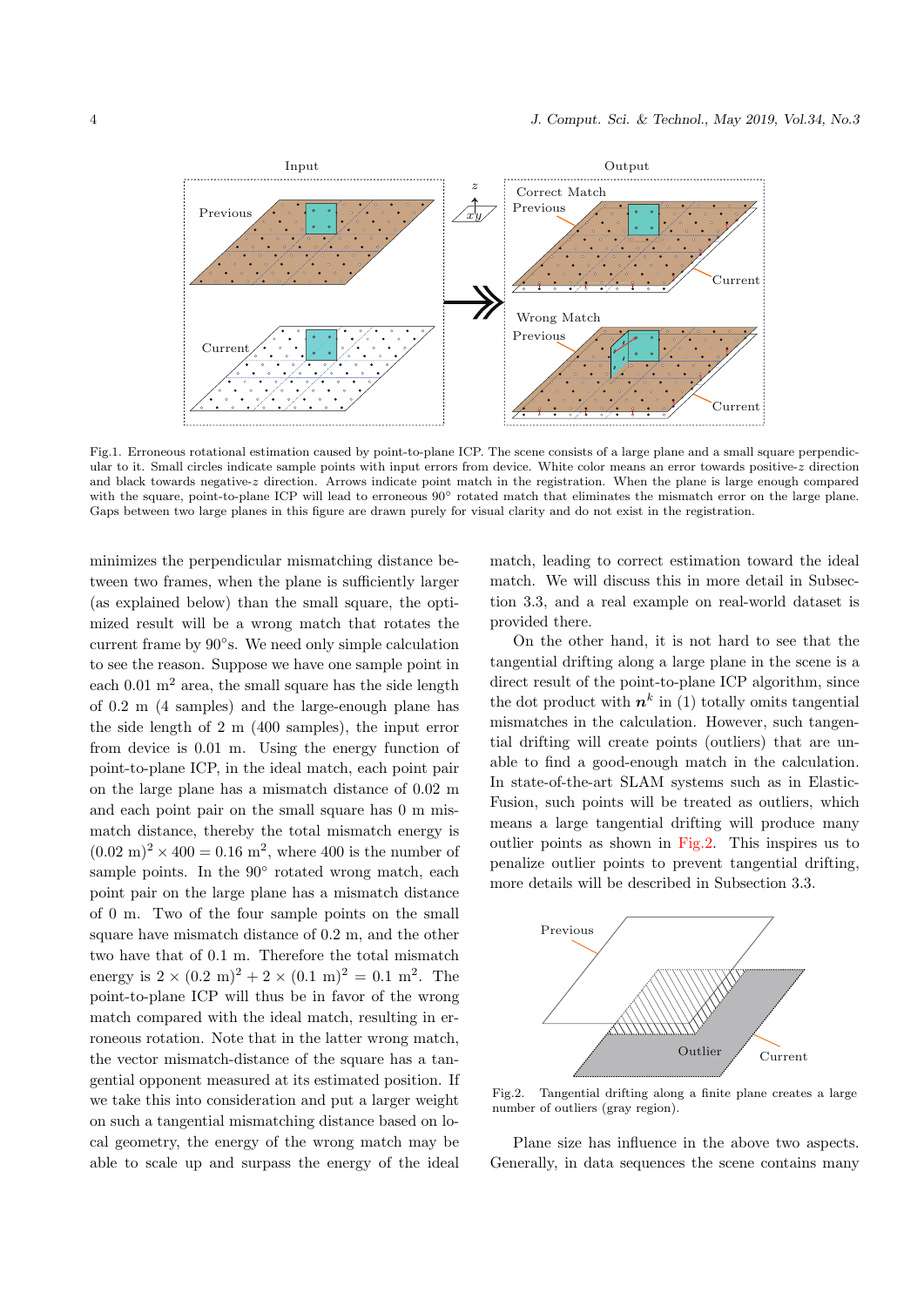Fig.1. Erroneous rotational estimation caused by point-to-plane ICP. The scene consists of a large plane and a small square perpendicular to it. Small circles indicate sample points with input errors from device. White color means an error towards positive-$z$ direction and black towards negative-$z$ direction. Arrows indicate point match in the registration. When the plane is large enough compared with the square, point-to-plane ICP will lead to erroneous 90° rotated match that eliminates the mismatch error on the large plane. Gaps between two large planes in this figure are drawn purely for visual clarity and do not exist in the registration.

minimizes the perpendicular mismatching distance between two frames, when the plane is sufficiently larger (as explained below) than the small square, the optimized result will be a wrong match that rotates the current frame by 90°s. We need only simple calculation to see the reason. Suppose we have one sample point in each 0.01 m$^2$ area, the small square has the side length of 0.2 m (4 samples) and the large-enough plane has the side length of 2 m (400 samples), the input error from device is 0.01 m. Using the energy function of point-to-plane ICP, in the ideal match, each point pair on the large plane has a mismatch distance of 0.02 m and each point pair on the small square has 0 m mismatch distance, thereby the total mismatch energy is $(0.02\ \text{m})^2 \times 400 = 0.16\ \text{m}^2$, where 400 is the number of sample points. In the 90° rotated wrong match, each point pair on the large plane has a mismatch distance of 0 m. Two of the four sample points on the small square have mismatch distance of 0.2 m, and the other two have that of 0.1 m. Therefore the total mismatch energy is $2 \times (0.2\ \text{m})^2 + 2 \times (0.1\ \text{m})^2 = 0.1\ \text{m}^2$. The point-to-plane ICP will thus be in favor of the wrong match compared with the ideal match, resulting in erroneous rotation. Note that in the latter wrong match, the vector mismatch-distance of the square has a tangential opponent measured at its estimated position. If we take this into consideration and put a larger weight on such a tangential mismatching distance based on local geometry, the energy of the wrong match may be able to scale up and surpass the energy of the ideal match, leading to correct estimation toward the ideal match. We will discuss this in more detail in Subsection 3.3, and a real example on real-world dataset is provided there.

On the other hand, it is not hard to see that the tangential drifting along a large plane in the scene is a direct result of the point-to-plane ICP algorithm, since the dot product with $\boldsymbol{n}^k$ in (1) totally omits tangential mismatches in the calculation. However, such tangential drifting will create points (outliers) that are unable to find a good-enough match in the calculation. In state-of-the-art SLAM systems such as in ElasticFusion, such points will be treated as outliers, which means a large tangential drifting will produce many outlier points as shown in Fig.2. This inspires us to penalize outlier points to prevent tangential drifting, more details will be described in Subsection 3.3.

Fig.2. Tangential drifting along a finite plane creates a large number of outliers (gray region).

Plane size has influence in the above two aspects. Generally, in data sequences the scene contains many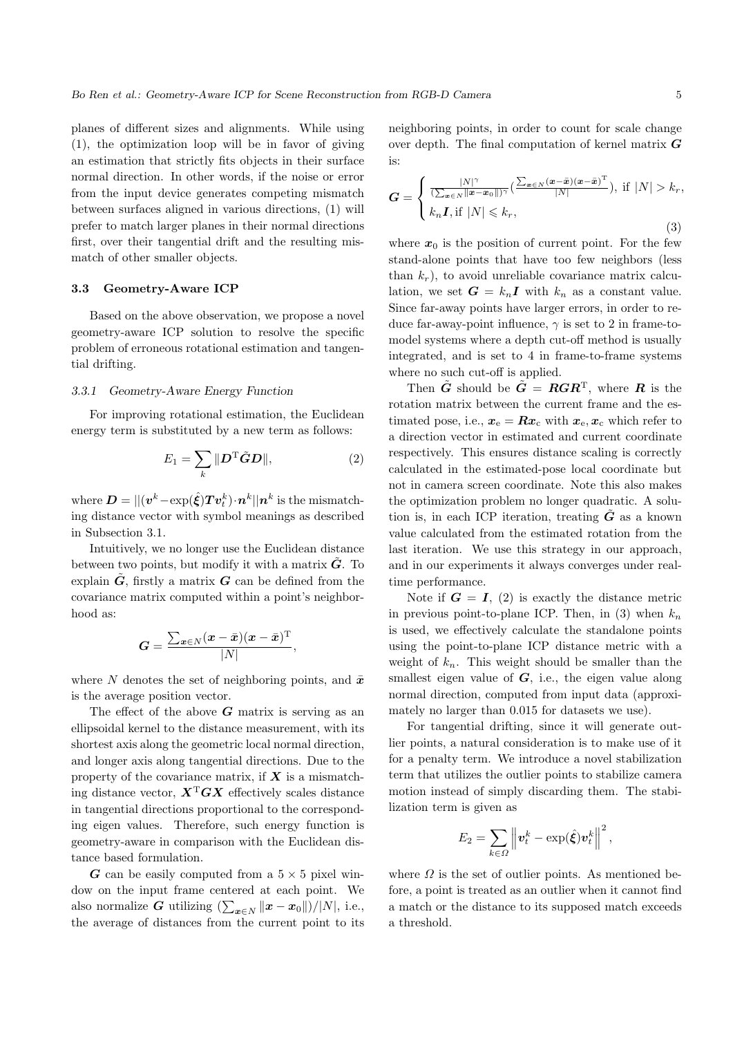planes of different sizes and alignments. While using (1), the optimization loop will be in favor of giving an estimation that strictly fits objects in their surface normal direction. In other words, if the noise or error from the input device generates competing mismatch between surfaces aligned in various directions, (1) will prefer to match larger planes in their normal directions first, over their tangential drift and the resulting mismatch of other smaller objects.

### 3.3 Geometry-Aware ICP

Based on the above observation, we propose a novel geometry-aware ICP solution to resolve the specific problem of erroneous rotational estimation and tangential drifting.

#### 3.3.1 Geometry-Aware Energy Function

For improving rotational estimation, the Euclidean energy term is substituted by a new term as follows:

$$E_1 = \sum_k \|\boldsymbol{D}^{\mathrm{T}}\tilde{\boldsymbol{G}}\boldsymbol{D}\|, \tag{2}$$

where $\boldsymbol{D} = ||(\boldsymbol{v}^k - \exp(\hat{\boldsymbol{\xi}})\boldsymbol{T}\boldsymbol{v}_t^k)\cdot\boldsymbol{n}^k||\boldsymbol{n}^k$ is the mismatching distance vector with symbol meanings as described in Subsection 3.1.

Intuitively, we no longer use the Euclidean distance between two points, but modify it with a matrix $\tilde{\boldsymbol{G}}$. To explain $\tilde{\boldsymbol{G}}$, firstly a matrix $\boldsymbol{G}$ can be defined from the covariance matrix computed within a point's neighborhood as:

$$\boldsymbol{G} = \frac{\sum_{\boldsymbol{x}\in N}(\boldsymbol{x}-\bar{\boldsymbol{x}})(\boldsymbol{x}-\bar{\boldsymbol{x}})^{\mathrm{T}}}{|N|},$$

where $N$ denotes the set of neighboring points, and $\bar{\boldsymbol{x}}$ is the average position vector.

The effect of the above $\boldsymbol{G}$ matrix is serving as an ellipsoidal kernel to the distance measurement, with its shortest axis along the geometric local normal direction, and longer axis along tangential directions. Due to the property of the covariance matrix, if $\boldsymbol{X}$ is a mismatching distance vector, $\boldsymbol{X}^{\mathrm{T}}\boldsymbol{G}\boldsymbol{X}$ effectively scales distance in tangential directions proportional to the corresponding eigen values. Therefore, such energy function is geometry-aware in comparison with the Euclidean distance based formulation.

$\boldsymbol{G}$ can be easily computed from a $5\times 5$ pixel window on the input frame centered at each point. We also normalize $\boldsymbol{G}$ utilizing $(\sum_{\boldsymbol{x}\in N}\|\boldsymbol{x}-\boldsymbol{x}_0\|)/|N|$, i.e., the average of distances from the current point to its neighboring points, in order to count for scale change over depth. The final computation of kernel matrix $\boldsymbol{G}$ is:

$$\boldsymbol{G} = \begin{cases} \frac{|N|^{\gamma}}{(\sum_{\boldsymbol{x}\in N}\|\boldsymbol{x}-\boldsymbol{x}_0\|)^{\gamma}}\left(\frac{\sum_{\boldsymbol{x}\in N}(\boldsymbol{x}-\bar{\boldsymbol{x}})(\boldsymbol{x}-\bar{\boldsymbol{x}})^{\mathrm{T}}}{|N|}\right), \text{ if } |N| > k_r, \\ k_n\boldsymbol{I}, \text{ if } |N| \leqslant k_r, \end{cases} \tag{3}$$

where $\boldsymbol{x}_0$ is the position of current point. For the few stand-alone points that have too few neighbors (less than $k_r$), to avoid unreliable covariance matrix calculation, we set $\boldsymbol{G} = k_n\boldsymbol{I}$ with $k_n$ as a constant value. Since far-away points have larger errors, in order to reduce far-away-point influence, $\gamma$ is set to 2 in frame-to-model systems where a depth cut-off method is usually integrated, and is set to 4 in frame-to-frame systems where no such cut-off is applied.

Then $\tilde{\boldsymbol{G}}$ should be $\tilde{\boldsymbol{G}} = \boldsymbol{R}\boldsymbol{G}\boldsymbol{R}^{\mathrm{T}}$, where $\boldsymbol{R}$ is the rotation matrix between the current frame and the estimated pose, i.e., $\boldsymbol{x}_{\mathrm{e}} = \boldsymbol{R}\boldsymbol{x}_{\mathrm{c}}$ with $\boldsymbol{x}_{\mathrm{e}}, \boldsymbol{x}_{\mathrm{c}}$ which refer to a direction vector in estimated and current coordinate respectively. This ensures distance scaling is correctly calculated in the estimated-pose local coordinate but not in camera screen coordinate. Note this also makes the optimization problem no longer quadratic. A solution is, in each ICP iteration, treating $\tilde{\boldsymbol{G}}$ as a known value calculated from the estimated rotation from the last iteration. We use this strategy in our approach, and in our experiments it always converges under realtime performance.

Note if $\boldsymbol{G} = \boldsymbol{I}$, (2) is exactly the distance metric in previous point-to-plane ICP. Then, in (3) when $k_n$ is used, we effectively calculate the standalone points using the point-to-plane ICP distance metric with a weight of $k_n$. This weight should be smaller than the smallest eigen value of $\boldsymbol{G}$, i.e., the eigen value along normal direction, computed from input data (approximately no larger than 0.015 for datasets we use).

For tangential drifting, since it will generate outlier points, a natural consideration is to make use of it for a penalty term. We introduce a novel stabilization term that utilizes the outlier points to stabilize camera motion instead of simply discarding them. The stabilization term is given as

$$E_2 = \sum_{k\in\Omega}\left\|\boldsymbol{v}_t^k - \exp(\hat{\boldsymbol{\xi}})\boldsymbol{v}_t^k\right\|^2,$$

where $\Omega$ is the set of outlier points. As mentioned before, a point is treated as an outlier when it cannot find a match or the distance to its supposed match exceeds a threshold.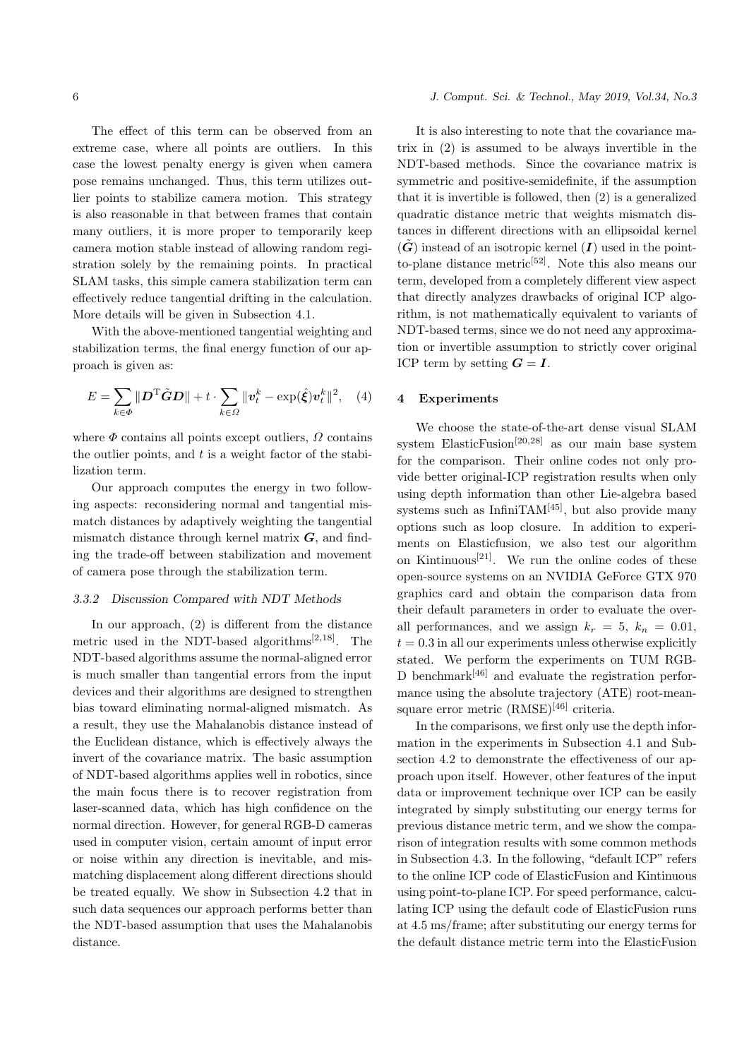The effect of this term can be observed from an extreme case, where all points are outliers. In this case the lowest penalty energy is given when camera pose remains unchanged. Thus, this term utilizes outlier points to stabilize camera motion. This strategy is also reasonable in that between frames that contain many outliers, it is more proper to temporarily keep camera motion stable instead of allowing random registration solely by the remaining points. In practical SLAM tasks, this simple camera stabilization term can effectively reduce tangential drifting in the calculation. More details will be given in Subsection 4.1.

With the above-mentioned tangential weighting and stabilization terms, the final energy function of our approach is given as:

$$E = \sum_{k \in \Phi} \|\boldsymbol{D}^{\mathrm{T}} \tilde{\boldsymbol{G}} \boldsymbol{D}\| + t \cdot \sum_{k \in \Omega} \|\boldsymbol{v}_t^k - \exp(\hat{\boldsymbol{\xi}}) \boldsymbol{v}_t^k\|^2, \quad (4)$$

where $\Phi$ contains all points except outliers, $\Omega$ contains the outlier points, and $t$ is a weight factor of the stabilization term.

Our approach computes the energy in two following aspects: reconsidering normal and tangential mismatch distances by adaptively weighting the tangential mismatch distance through kernel matrix $\boldsymbol{G}$, and finding the trade-off between stabilization and movement of camera pose through the stabilization term.

#### 3.3.2 Discussion Compared with NDT Methods

In our approach, (2) is different from the distance metric used in the NDT-based algorithms[2,18]. The NDT-based algorithms assume the normal-aligned error is much smaller than tangential errors from the input devices and their algorithms are designed to strengthen bias toward eliminating normal-aligned mismatch. As a result, they use the Mahalanobis distance instead of the Euclidean distance, which is effectively always the invert of the covariance matrix. The basic assumption of NDT-based algorithms applies well in robotics, since the main focus there is to recover registration from laser-scanned data, which has high confidence on the normal direction. However, for general RGB-D cameras used in computer vision, certain amount of input error or noise within any direction is inevitable, and mismatching displacement along different directions should be treated equally. We show in Subsection 4.2 that in such data sequences our approach performs better than the NDT-based assumption that uses the Mahalanobis distance.

It is also interesting to note that the covariance matrix in (2) is assumed to be always invertible in the NDT-based methods. Since the covariance matrix is symmetric and positive-semidefinite, if the assumption that it is invertible is followed, then (2) is a generalized quadratic distance metric that weights mismatch distances in different directions with an ellipsoidal kernel ($\tilde{\boldsymbol{G}}$) instead of an isotropic kernel ($\boldsymbol{I}$) used in the point-to-plane distance metric[52]. Note this also means our term, developed from a completely different view aspect that directly analyzes drawbacks of original ICP algorithm, is not mathematically equivalent to variants of NDT-based terms, since we do not need any approximation or invertible assumption to strictly cover original ICP term by setting $\boldsymbol{G} = \boldsymbol{I}$.

## 4 Experiments

We choose the state-of-the-art dense visual SLAM system ElasticFusion[20,28] as our main base system for the comparison. Their online codes not only provide better original-ICP registration results when only using depth information than other Lie-algebra based systems such as InfiniTAM[45], but also provide many options such as loop closure. In addition to experiments on Elasticfusion, we also test our algorithm on Kintinuous[21]. We run the online codes of these open-source systems on an NVIDIA GeForce GTX 970 graphics card and obtain the comparison data from their default parameters in order to evaluate the overall performances, and we assign $k_r = 5$, $k_n = 0.01$, $t = 0.3$ in all our experiments unless otherwise explicitly stated. We perform the experiments on TUM RGB-D benchmark[46] and evaluate the registration performance using the absolute trajectory (ATE) root-mean-square error metric (RMSE)[46] criteria.

In the comparisons, we first only use the depth information in the experiments in Subsection 4.1 and Subsection 4.2 to demonstrate the effectiveness of our approach upon itself. However, other features of the input data or improvement technique over ICP can be easily integrated by simply substituting our energy terms for previous distance metric term, and we show the comparison of integration results with some common methods in Subsection 4.3. In the following, "default ICP" refers to the online ICP code of ElasticFusion and Kintinuous using point-to-plane ICP. For speed performance, calculating ICP using the default code of ElasticFusion runs at 4.5 ms/frame; after substituting our energy terms for the default distance metric term into the ElasticFusion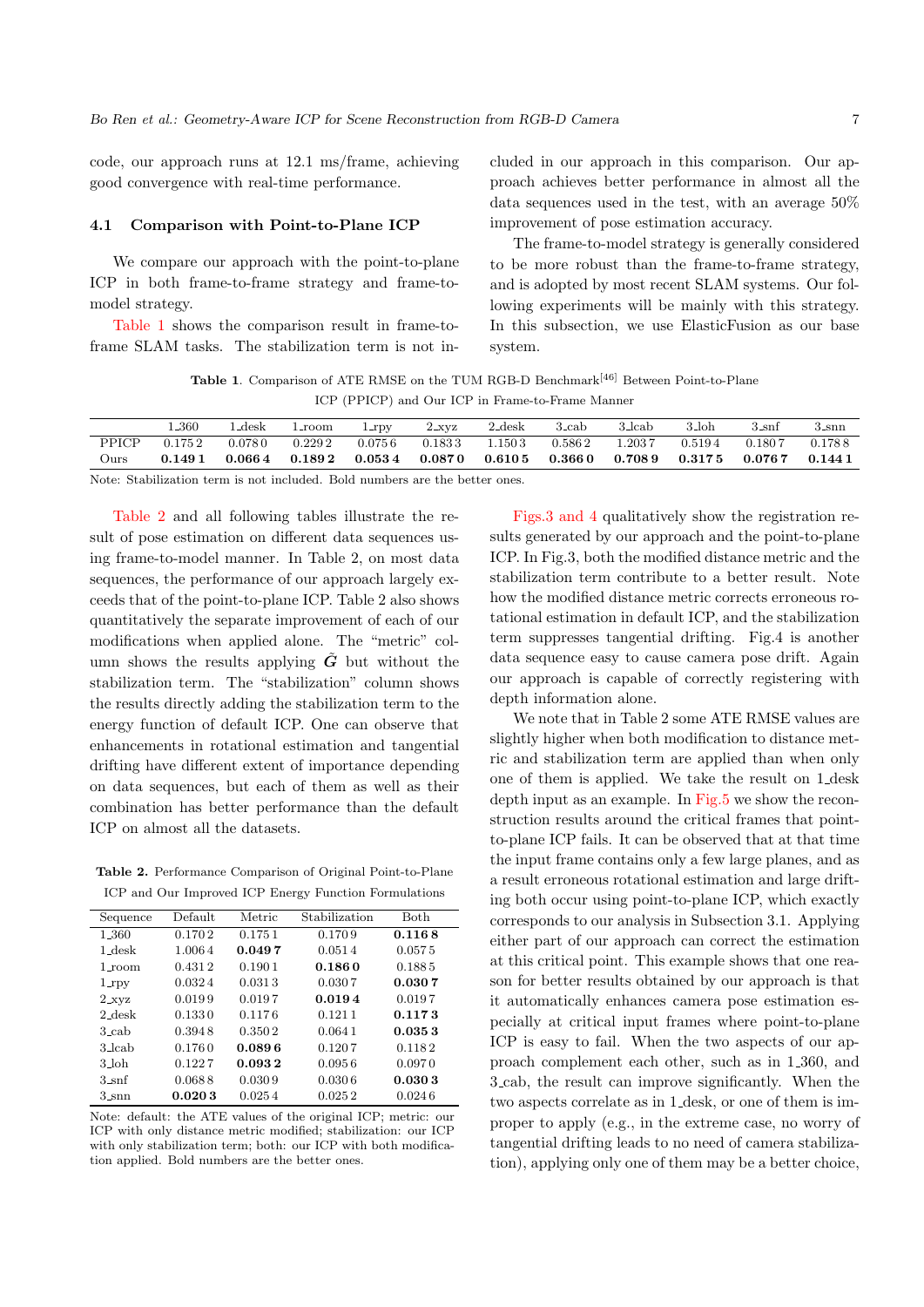code, our approach runs at 12.1 ms/frame, achieving good convergence with real-time performance.

### 4.1 Comparison with Point-to-Plane ICP

We compare our approach with the point-to-plane ICP in both frame-to-frame strategy and frame-to-model strategy.

Table 1 shows the comparison result in frame-to-frame SLAM tasks. The stabilization term is not included in our approach in this comparison. Our approach achieves better performance in almost all the data sequences used in the test, with an average 50% improvement of pose estimation accuracy.

The frame-to-model strategy is generally considered to be more robust than the frame-to-frame strategy, and is adopted by most recent SLAM systems. Our following experiments will be mainly with this strategy. In this subsection, we use ElasticFusion as our base system.

**Table 1**. Comparison of ATE RMSE on the TUM RGB-D Benchmark[46] Between Point-to-Plane ICP (PPICP) and Our ICP in Frame-to-Frame Manner

| | 1_360 | 1_desk | 1_room | 1_rpy | 2_xyz | 2_desk | 3_cab | 3_lcab | 3_loh | 3_snf | 3_snn |
|---|---|---|---|---|---|---|---|---|---|---|---|
| PPICP | 0.1752 | 0.0780 | 0.2292 | 0.0756 | 0.1833 | 1.1503 | 0.5862 | 1.2037 | 0.5194 | 0.1807 | 0.1788 |
| Ours | **0.1491** | **0.0664** | **0.1892** | **0.0534** | **0.0870** | **0.6105** | **0.3660** | **0.7089** | **0.3175** | **0.0767** | **0.1441** |

Note: Stabilization term is not included. Bold numbers are the better ones.

Table 2 and all following tables illustrate the result of pose estimation on different data sequences using frame-to-model manner. In Table 2, on most data sequences, the performance of our approach largely exceeds that of the point-to-plane ICP. Table 2 also shows quantitatively the separate improvement of each of our modifications when applied alone. The "metric" column shows the results applying $\tilde{\boldsymbol{G}}$ but without the stabilization term. The "stabilization" column shows the results directly adding the stabilization term to the energy function of default ICP. One can observe that enhancements in rotational estimation and tangential drifting have different extent of importance depending on data sequences, but each of them as well as their combination has better performance than the default ICP on almost all the datasets.

**Table 2.** Performance Comparison of Original Point-to-Plane ICP and Our Improved ICP Energy Function Formulations

| Sequence | Default | Metric | Stabilization | Both |
|---|---|---|---|---|
| 1_360 | 0.1702 | 0.1751 | 0.1709 | **0.1168** |
| 1_desk | 1.0064 | **0.0497** | 0.0514 | 0.0575 |
| 1_room | 0.4312 | 0.1901 | **0.1860** | 0.1885 |
| 1_rpy | 0.0324 | 0.0313 | 0.0307 | **0.0307** |
| 2_xyz | 0.0199 | 0.0197 | **0.0194** | 0.0197 |
| 2_desk | 0.1330 | 0.1176 | 0.1211 | **0.1173** |
| 3_cab | 0.3948 | 0.3502 | 0.0641 | **0.0353** |
| 3_lcab | 0.1760 | **0.0896** | 0.1207 | 0.1182 |
| 3_loh | 0.1227 | **0.0932** | 0.0956 | 0.0970 |
| 3_snf | 0.0688 | 0.0309 | 0.0306 | **0.0303** |
| 3_snn | **0.0203** | 0.0254 | 0.0252 | 0.0246 |

Note: default: the ATE values of the original ICP; metric: our ICP with only distance metric modified; stabilization: our ICP with only stabilization term; both: our ICP with both modification applied. Bold numbers are the better ones.

Figs.3 and 4 qualitatively show the registration results generated by our approach and the point-to-plane ICP. In Fig.3, both the modified distance metric and the stabilization term contribute to a better result. Note how the modified distance metric corrects erroneous rotational estimation in default ICP, and the stabilization term suppresses tangential drifting. Fig.4 is another data sequence easy to cause camera pose drift. Again our approach is capable of correctly registering with depth information alone.

We note that in Table 2 some ATE RMSE values are slightly higher when both modification to distance metric and stabilization term are applied than when only one of them is applied. We take the result on 1_desk depth input as an example. In Fig.5 we show the reconstruction results around the critical frames that point-to-plane ICP fails. It can be observed that at that time the input frame contains only a few large planes, and as a result erroneous rotational estimation and large drifting both occur using point-to-plane ICP, which exactly corresponds to our analysis in Subsection 3.1. Applying either part of our approach can correct the estimation at this critical point. This example shows that one reason for better results obtained by our approach is that it automatically enhances camera pose estimation especially at critical input frames where point-to-plane ICP is easy to fail. When the two aspects of our approach complement each other, such as in 1_360, and 3_cab, the result can improve significantly. When the two aspects correlate as in 1_desk, or one of them is improper to apply (e.g., in the extreme case, no worry of tangential drifting leads to no need of camera stabilization), applying only one of them may be a better choice,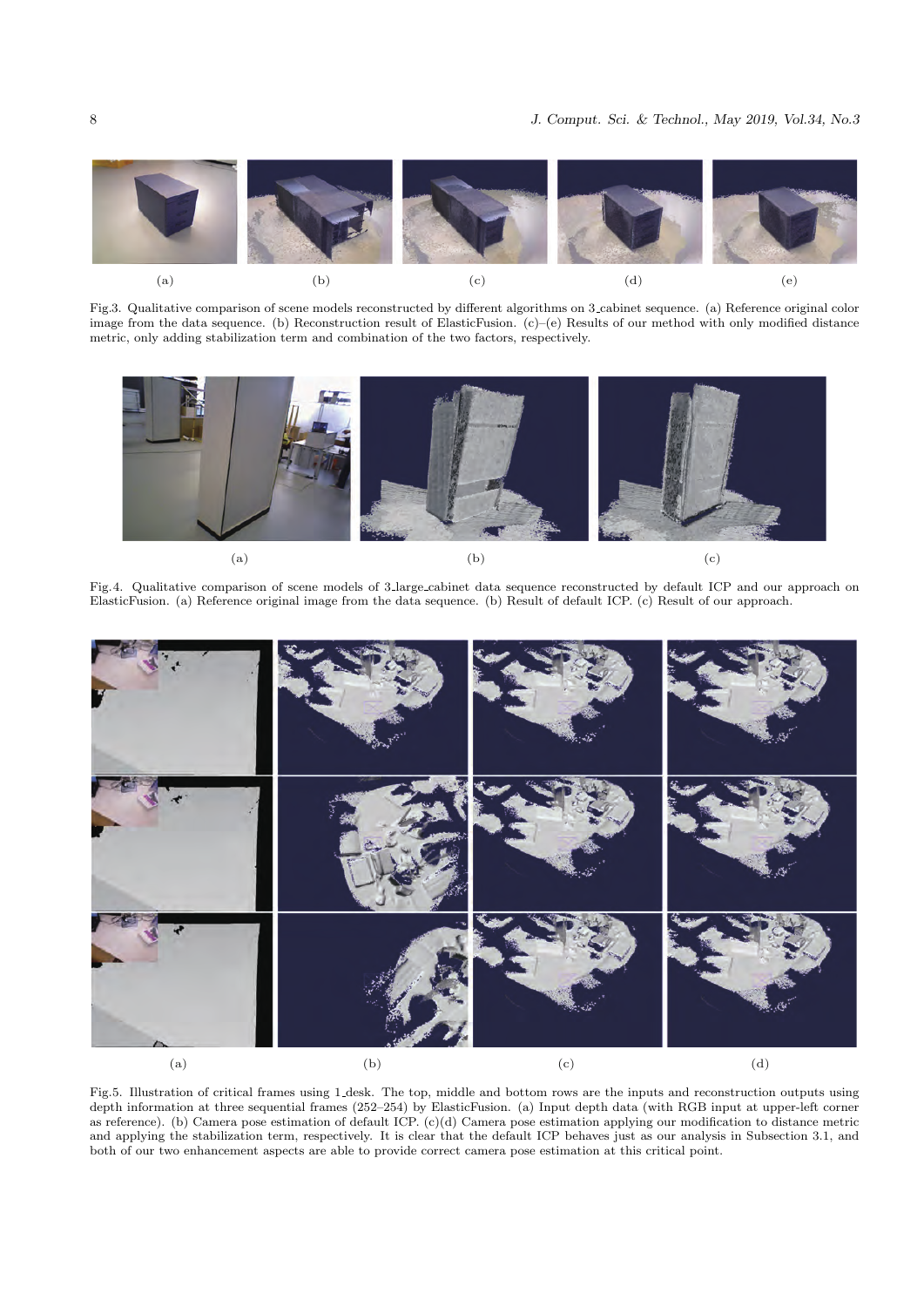(a) (b) (c) (d) (e)

Fig.3. Qualitative comparison of scene models reconstructed by different algorithms on 3_cabinet sequence. (a) Reference original color image from the data sequence. (b) Reconstruction result of ElasticFusion. (c)–(e) Results of our method with only modified distance metric, only adding stabilization term and combination of the two factors, respectively.

(a) (b) (c)

Fig.4. Qualitative comparison of scene models of 3_large_cabinet data sequence reconstructed by default ICP and our approach on ElasticFusion. (a) Reference original image from the data sequence. (b) Result of default ICP. (c) Result of our approach.

(a) (b) (c) (d)

Fig.5. Illustration of critical frames using 1_desk. The top, middle and bottom rows are the inputs and reconstruction outputs using depth information at three sequential frames (252–254) by ElasticFusion. (a) Input depth data (with RGB input at upper-left corner as reference). (b) Camera pose estimation of default ICP. (c)(d) Camera pose estimation applying our modification to distance metric and applying the stabilization term, respectively. It is clear that the default ICP behaves just as our analysis in Subsection 3.1, and both of our two enhancement aspects are able to provide correct camera pose estimation at this critical point.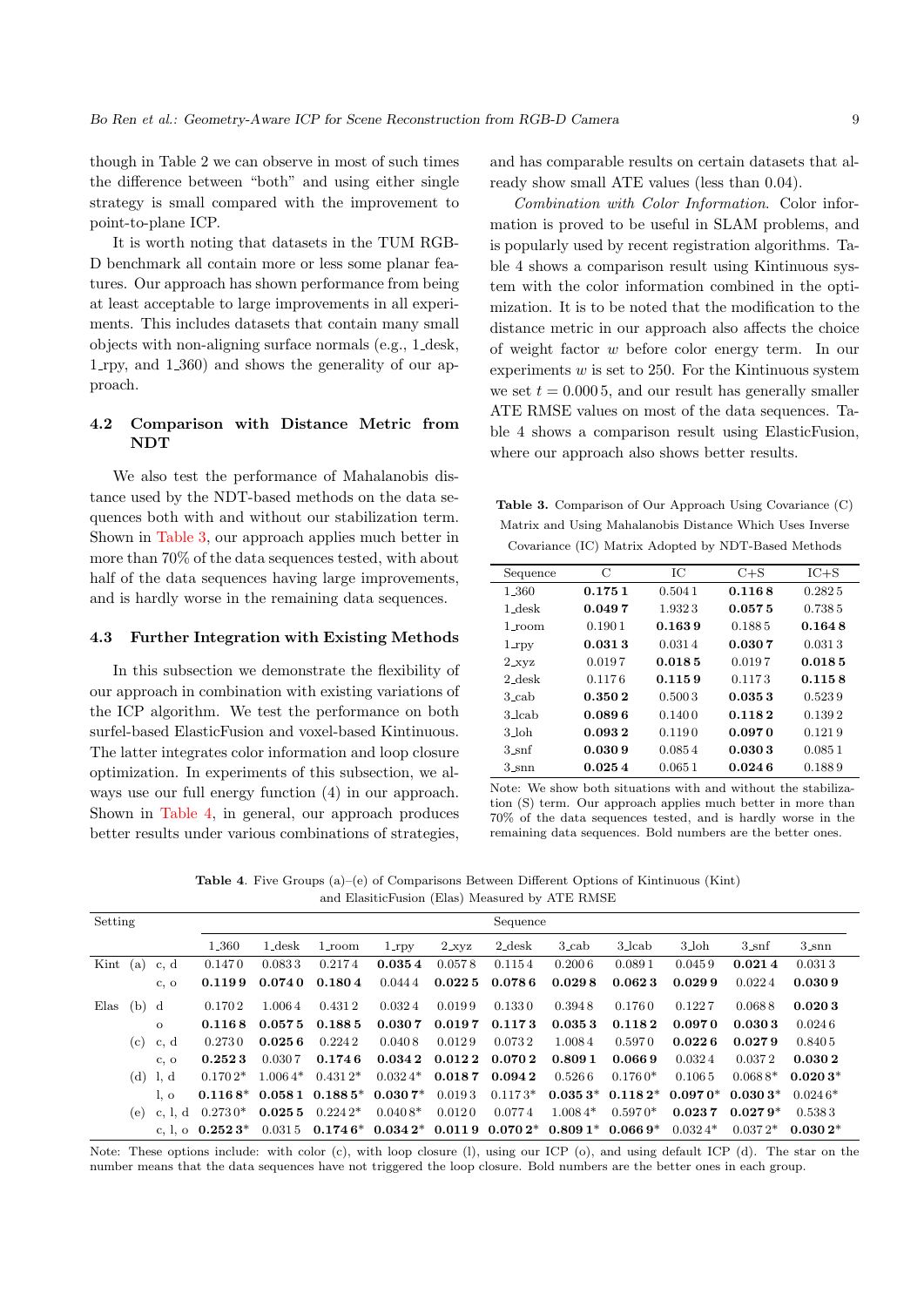though in Table 2 we can observe in most of such times the difference between "both" and using either single strategy is small compared with the improvement to point-to-plane ICP.

It is worth noting that datasets in the TUM RGB-D benchmark all contain more or less some planar features. Our approach has shown performance from being at least acceptable to large improvements in all experiments. This includes datasets that contain many small objects with non-aligning surface normals (e.g., 1_desk, 1_rpy, and 1_360) and shows the generality of our approach.

### 4.2 Comparison with Distance Metric from NDT

We also test the performance of Mahalanobis distance used by the NDT-based methods on the data sequences both with and without our stabilization term. Shown in Table 3, our approach applies much better in more than 70% of the data sequences tested, with about half of the data sequences having large improvements, and is hardly worse in the remaining data sequences.

### 4.3 Further Integration with Existing Methods

In this subsection we demonstrate the flexibility of our approach in combination with existing variations of the ICP algorithm. We test the performance on both surfel-based ElasticFusion and voxel-based Kintinuous. The latter integrates color information and loop closure optimization. In experiments of this subsection, we always use our full energy function (4) in our approach. Shown in Table 4, in general, our approach produces better results under various combinations of strategies, and has comparable results on certain datasets that already show small ATE values (less than 0.04).

*Combination with Color Information*. Color information is proved to be useful in SLAM problems, and is popularly used by recent registration algorithms. Table 4 shows a comparison result using Kintinuous system with the color information combined in the optimization. It is to be noted that the modification to the distance metric in our approach also affects the choice of weight factor $w$ before color energy term. In our experiments $w$ is set to 250. For the Kintinuous system we set $t = 0.0005$, and our result has generally smaller ATE RMSE values on most of the data sequences. Table 4 shows a comparison result using ElasticFusion, where our approach also shows better results.

**Table 3.** Comparison of Our Approach Using Covariance (C) Matrix and Using Mahalanobis Distance Which Uses Inverse Covariance (IC) Matrix Adopted by NDT-Based Methods

| Sequence | C | IC | C+S | IC+S |
|---|---|---|---|---|
| 1_360 | **0.1751** | 0.5041 | **0.1168** | 0.2825 |
| 1_desk | **0.0497** | 1.9323 | **0.0575** | 0.7385 |
| 1_room | 0.1901 | **0.1639** | 0.1885 | **0.1648** |
| 1_rpy | **0.0313** | 0.0314 | **0.0307** | 0.0313 |
| 2_xyz | 0.0197 | **0.0185** | 0.0197 | **0.0185** |
| 2_desk | 0.1176 | **0.1159** | 0.1173 | **0.1158** |
| 3_cab | **0.3502** | 0.5003 | **0.0353** | 0.5239 |
| 3_lcab | **0.0896** | 0.1400 | **0.1182** | 0.1392 |
| 3_loh | **0.0932** | 0.1190 | **0.0970** | 0.1219 |
| 3_snf | **0.0309** | 0.0854 | **0.0303** | 0.0851 |
| 3_snn | **0.0254** | 0.0651 | **0.0246** | 0.1889 |

Note: We show both situations with and without the stabilization (S) term. Our approach applies much better in more than 70% of the data sequences tested, and is hardly worse in the remaining data sequences. Bold numbers are the better ones.

**Table 4**. Five Groups (a)–(e) of Comparisons Between Different Options of Kintinuous (Kint) and ElasiticFusion (Elas) Measured by ATE RMSE

| Setting | | | 1_360 | 1_desk | 1_room | 1_rpy | 2_xyz | 2_desk | 3_cab | 3_lcab | 3_loh | 3_snf | 3_snn |
|---|---|---|---|---|---|---|---|---|---|---|---|---|---|
| Kint | (a) | c, d | 0.1470 | 0.0833 | 0.2174 | **0.0354** | 0.0578 | 0.1154 | 0.2006 | 0.0891 | 0.0459 | **0.0214** | 0.0313 |
| | | c, o | **0.1199** | **0.0740** | **0.1804** | 0.0444 | **0.0225** | **0.0786** | **0.0298** | **0.0623** | **0.0299** | 0.0224 | **0.0309** |
| Elas | (b) | d | 0.1702 | 1.0064 | 0.4312 | 0.0324 | 0.0199 | 0.1330 | 0.3948 | 0.1760 | 0.1227 | 0.0688 | **0.0203** |
| | | o | **0.1168** | **0.0575** | **0.1885** | **0.0307** | **0.0197** | **0.1173** | **0.0353** | **0.1182** | **0.0970** | **0.0303** | 0.0246 |
| | (c) | c, d | 0.2730 | **0.0256** | 0.2242 | 0.0408 | 0.0129 | 0.0732 | 1.0084 | 0.5970 | **0.0226** | **0.0279** | 0.8405 |
| | | c, o | **0.2523** | 0.0307 | **0.1746** | **0.0342** | **0.0122** | **0.0702** | **0.8091** | **0.0669** | 0.0324 | 0.0372 | **0.0302** |
| | (d) | l, d | 0.1702* | 1.0064* | 0.4312* | 0.0324* | **0.0187** | **0.0942** | 0.5266 | 0.1760* | 0.1065 | 0.0688* | **0.0203*** |
| | | l, o | **0.1168*** | **0.0581** | **0.1885*** | **0.0307*** | 0.0193 | 0.1173* | **0.0353*** | **0.1182*** | **0.0970*** | **0.0303*** | 0.0246* |
| | (e) | c, l, d | 0.2730* | **0.0255** | 0.2242* | 0.0408* | 0.0120 | 0.0774 | 1.0084* | 0.5970* | **0.0237** | **0.0279*** | 0.5383 |
| | | c, l, o | **0.2523*** | 0.0315 | **0.1746*** | **0.0342*** | **0.0119** | **0.0702*** | **0.8091*** | **0.0669*** | 0.0324* | 0.0372* | **0.0302*** |

Note: These options include: with color (c), with loop closure (l), using our ICP (o), and using default ICP (d). The star on the number means that the data sequences have not triggered the loop closure. Bold numbers are the better ones in each group.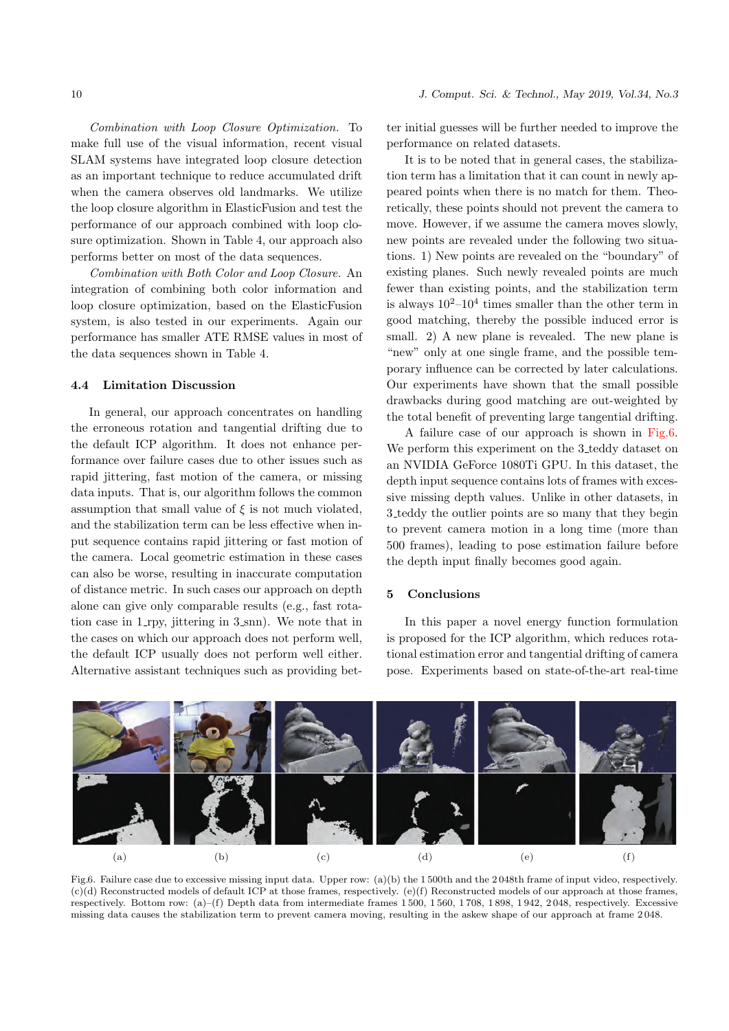*Combination with Loop Closure Optimization.* To make full use of the visual information, recent visual SLAM systems have integrated loop closure detection as an important technique to reduce accumulated drift when the camera observes old landmarks. We utilize the loop closure algorithm in ElasticFusion and test the performance of our approach combined with loop closure optimization. Shown in Table 4, our approach also performs better on most of the data sequences.

*Combination with Both Color and Loop Closure.* An integration of combining both color information and loop closure optimization, based on the ElasticFusion system, is also tested in our experiments. Again our performance has smaller ATE RMSE values in most of the data sequences shown in Table 4.

### 4.4 Limitation Discussion

In general, our approach concentrates on handling the erroneous rotation and tangential drifting due to the default ICP algorithm. It does not enhance performance over failure cases due to other issues such as rapid jittering, fast motion of the camera, or missing data inputs. That is, our algorithm follows the common assumption that small value of $\xi$ is not much violated, and the stabilization term can be less effective when input sequence contains rapid jittering or fast motion of the camera. Local geometric estimation in these cases can also be worse, resulting in inaccurate computation of distance metric. In such cases our approach on depth alone can give only comparable results (e.g., fast rotation case in 1_rpy, jittering in 3_snn). We note that in the cases on which our approach does not perform well, the default ICP usually does not perform well either. Alternative assistant techniques such as providing better initial guesses will be further needed to improve the performance on related datasets.

It is to be noted that in general cases, the stabilization term has a limitation that it can count in newly appeared points when there is no match for them. Theoretically, these points should not prevent the camera to move. However, if we assume the camera moves slowly, new points are revealed under the following two situations. 1) New points are revealed on the "boundary" of existing planes. Such newly revealed points are much fewer than existing points, and the stabilization term is always $10^2$–$10^4$ times smaller than the other term in good matching, thereby the possible induced error is small. 2) A new plane is revealed. The new plane is "new" only at one single frame, and the possible temporary influence can be corrected by later calculations. Our experiments have shown that the small possible drawbacks during good matching are out-weighted by the total benefit of preventing large tangential drifting.

A failure case of our approach is shown in Fig.6. We perform this experiment on the 3_teddy dataset on an NVIDIA GeForce 1080Ti GPU. In this dataset, the depth input sequence contains lots of frames with excessive missing depth values. Unlike in other datasets, in 3_teddy the outlier points are so many that they begin to prevent camera motion in a long time (more than 500 frames), leading to pose estimation failure before the depth input finally becomes good again.

## 5 Conclusions

In this paper a novel energy function formulation is proposed for the ICP algorithm, which reduces rotational estimation error and tangential drifting of camera pose. Experiments based on state-of-the-art real-time

Fig.6. Failure case due to excessive missing input data. Upper row: (a)(b) the 1 500th and the 2 048th frame of input video, respectively. (c)(d) Reconstructed models of default ICP at those frames, respectively. (e)(f) Reconstructed models of our approach at those frames, respectively. Bottom row: (a)–(f) Depth data from intermediate frames 1 500, 1 560, 1 708, 1 898, 1 942, 2 048, respectively. Excessive missing data causes the stabilization term to prevent camera moving, resulting in the askew shape of our approach at frame 2 048.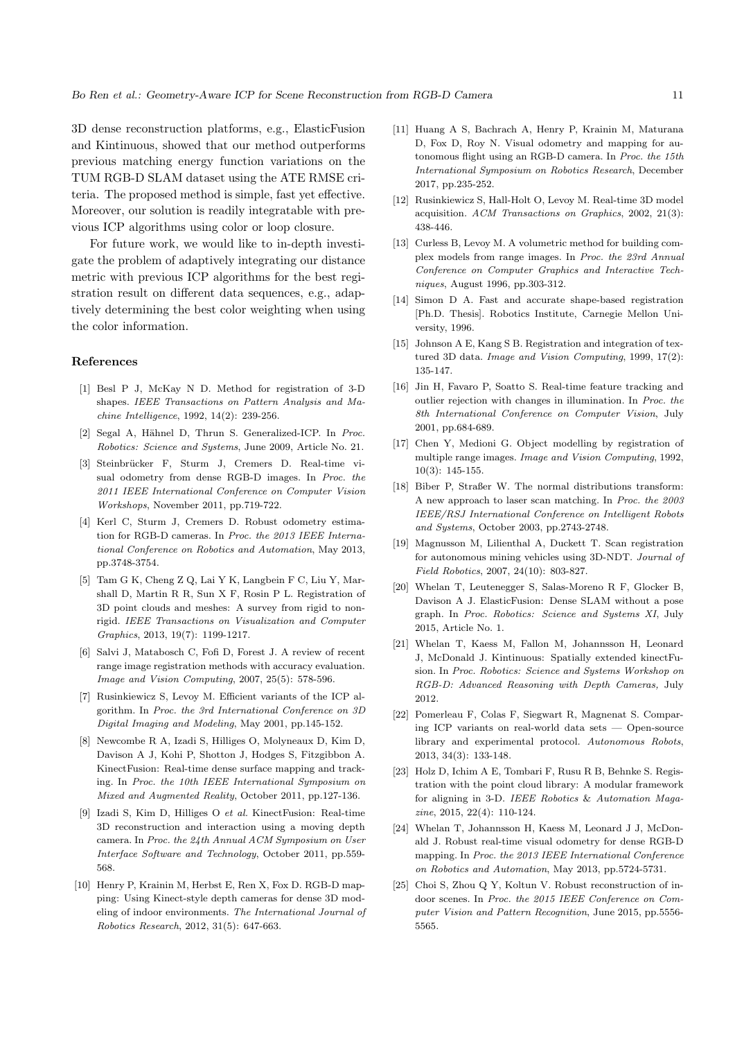3D dense reconstruction platforms, e.g., ElasticFusion and Kintinuous, showed that our method outperforms previous matching energy function variations on the TUM RGB-D SLAM dataset using the ATE RMSE criteria. The proposed method is simple, fast yet effective. Moreover, our solution is readily integratable with previous ICP algorithms using color or loop closure.

For future work, we would like to in-depth investigate the problem of adaptively integrating our distance metric with previous ICP algorithms for the best registration result on different data sequences, e.g., adaptively determining the best color weighting when using the color information.

## References

[1] Besl P J, McKay N D. Method for registration of 3-D shapes. *IEEE Transactions on Pattern Analysis and Machine Intelligence*, 1992, 14(2): 239-256.

[2] Segal A, Hähnel D, Thrun S. Generalized-ICP. In *Proc. Robotics: Science and Systems*, June 2009, Article No. 21.

[3] Steinbrücker F, Sturm J, Cremers D. Real-time visual odometry from dense RGB-D images. In *Proc. the 2011 IEEE International Conference on Computer Vision Workshops*, November 2011, pp.719-722.

[4] Kerl C, Sturm J, Cremers D. Robust odometry estimation for RGB-D cameras. In *Proc. the 2013 IEEE International Conference on Robotics and Automation*, May 2013, pp.3748-3754.

[5] Tam G K, Cheng Z Q, Lai Y K, Langbein F C, Liu Y, Marshall D, Martin R R, Sun X F, Rosin P L. Registration of 3D point clouds and meshes: A survey from rigid to nonrigid. *IEEE Transactions on Visualization and Computer Graphics*, 2013, 19(7): 1199-1217.

[6] Salvi J, Matabosch C, Fofi D, Forest J. A review of recent range image registration methods with accuracy evaluation. *Image and Vision Computing*, 2007, 25(5): 578-596.

[7] Rusinkiewicz S, Levoy M. Efficient variants of the ICP algorithm. In *Proc. the 3rd International Conference on 3D Digital Imaging and Modeling*, May 2001, pp.145-152.

[8] Newcombe R A, Izadi S, Hilliges O, Molyneaux D, Kim D, Davison A J, Kohi P, Shotton J, Hodges S, Fitzgibbon A. KinectFusion: Real-time dense surface mapping and tracking. In *Proc. the 10th IEEE International Symposium on Mixed and Augmented Reality*, October 2011, pp.127-136.

[9] Izadi S, Kim D, Hilliges O *et al.* KinectFusion: Real-time 3D reconstruction and interaction using a moving depth camera. In *Proc. the 24th Annual ACM Symposium on User Interface Software and Technology*, October 2011, pp.559-568.

[10] Henry P, Krainin M, Herbst E, Ren X, Fox D. RGB-D mapping: Using Kinect-style depth cameras for dense 3D modeling of indoor environments. *The International Journal of Robotics Research*, 2012, 31(5): 647-663.

[11] Huang A S, Bachrach A, Henry P, Krainin M, Maturana D, Fox D, Roy N. Visual odometry and mapping for autonomous flight using an RGB-D camera. In *Proc. the 15th International Symposium on Robotics Research*, December 2017, pp.235-252.

[12] Rusinkiewicz S, Hall-Holt O, Levoy M. Real-time 3D model acquisition. *ACM Transactions on Graphics*, 2002, 21(3): 438-446.

[13] Curless B, Levoy M. A volumetric method for building complex models from range images. In *Proc. the 23rd Annual Conference on Computer Graphics and Interactive Techniques*, August 1996, pp.303-312.

[14] Simon D A. Fast and accurate shape-based registration [Ph.D. Thesis]. Robotics Institute, Carnegie Mellon University, 1996.

[15] Johnson A E, Kang S B. Registration and integration of textured 3D data. *Image and Vision Computing*, 1999, 17(2): 135-147.

[16] Jin H, Favaro P, Soatto S. Real-time feature tracking and outlier rejection with changes in illumination. In *Proc. the 8th International Conference on Computer Vision*, July 2001, pp.684-689.

[17] Chen Y, Medioni G. Object modelling by registration of multiple range images. *Image and Vision Computing*, 1992, 10(3): 145-155.

[18] Biber P, Straßer W. The normal distributions transform: A new approach to laser scan matching. In *Proc. the 2003 IEEE/RSJ International Conference on Intelligent Robots and Systems*, October 2003, pp.2743-2748.

[19] Magnusson M, Lilienthal A, Duckett T. Scan registration for autonomous mining vehicles using 3D-NDT. *Journal of Field Robotics*, 2007, 24(10): 803-827.

[20] Whelan T, Leutenegger S, Salas-Moreno R F, Glocker B, Davison A J. ElasticFusion: Dense SLAM without a pose graph. In *Proc. Robotics: Science and Systems XI*, July 2015, Article No. 1.

[21] Whelan T, Kaess M, Fallon M, Johannsson H, Leonard J, McDonald J. Kintinuous: Spatially extended kinectFusion. In *Proc. Robotics: Science and Systems Workshop on RGB-D: Advanced Reasoning with Depth Cameras,* July 2012.

[22] Pomerleau F, Colas F, Siegwart R, Magnenat S. Comparing ICP variants on real-world data sets — Open-source library and experimental protocol. *Autonomous Robots*, 2013, 34(3): 133-148.

[23] Holz D, Ichim A E, Tombari F, Rusu R B, Behnke S. Registration with the point cloud library: A modular framework for aligning in 3-D. *IEEE Robotics & Automation Magazine*, 2015, 22(4): 110-124.

[24] Whelan T, Johannsson H, Kaess M, Leonard J J, McDonald J. Robust real-time visual odometry for dense RGB-D mapping. In *Proc. the 2013 IEEE International Conference on Robotics and Automation*, May 2013, pp.5724-5731.

[25] Choi S, Zhou Q Y, Koltun V. Robust reconstruction of indoor scenes. In *Proc. the 2015 IEEE Conference on Computer Vision and Pattern Recognition*, June 2015, pp.5556-5565.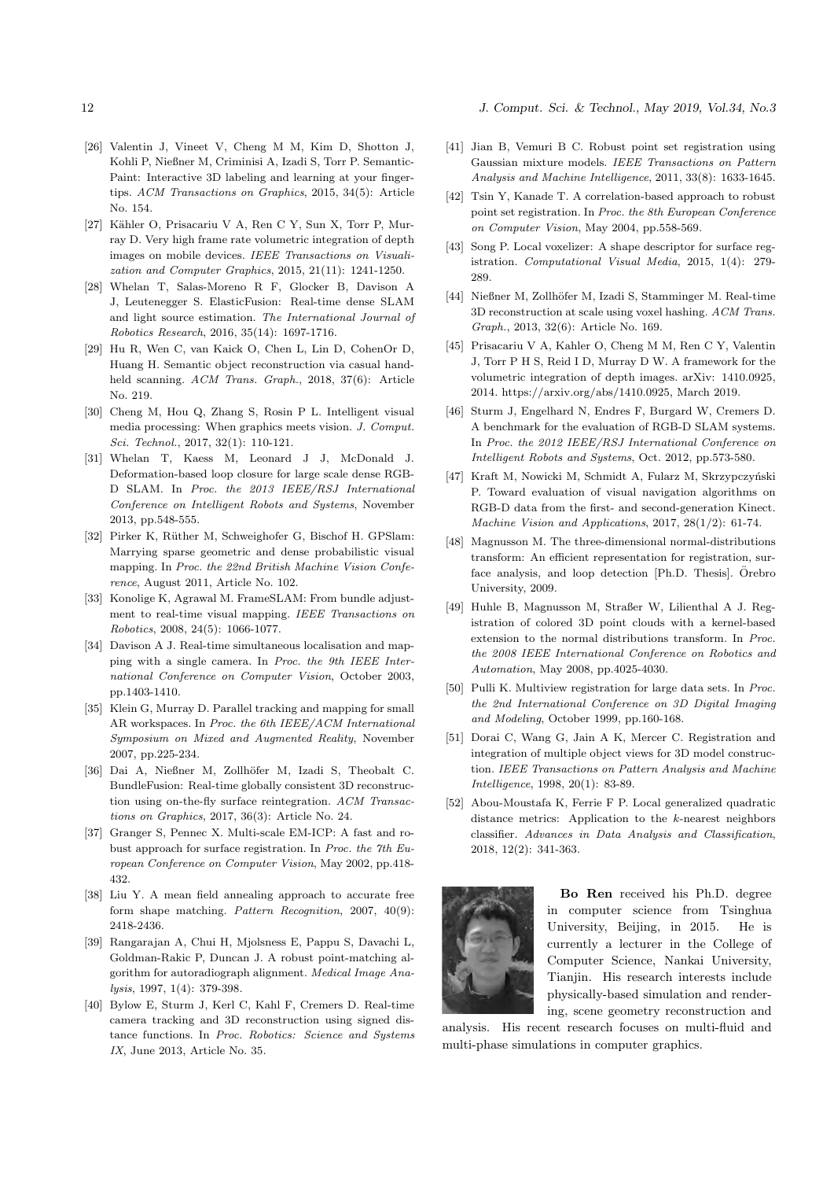[26] Valentin J, Vineet V, Cheng M M, Kim D, Shotton J, Kohli P, Nießner M, Criminisi A, Izadi S, Torr P. SemanticPaint: Interactive 3D labeling and learning at your fingertips. *ACM Transactions on Graphics*, 2015, 34(5): Article No. 154.

[27] Kähler O, Prisacariu V A, Ren C Y, Sun X, Torr P, Murray D. Very high frame rate volumetric integration of depth images on mobile devices. *IEEE Transactions on Visualization and Computer Graphics*, 2015, 21(11): 1241-1250.

[28] Whelan T, Salas-Moreno R F, Glocker B, Davison A J, Leutenegger S. ElasticFusion: Real-time dense SLAM and light source estimation. *The International Journal of Robotics Research*, 2016, 35(14): 1697-1716.

[29] Hu R, Wen C, van Kaick O, Chen L, Lin D, CohenOr D, Huang H. Semantic object reconstruction via casual handheld scanning. *ACM Trans. Graph.*, 2018, 37(6): Article No. 219.

[30] Cheng M, Hou Q, Zhang S, Rosin P L. Intelligent visual media processing: When graphics meets vision. *J. Comput. Sci. Technol.*, 2017, 32(1): 110-121.

[31] Whelan T, Kaess M, Leonard J J, McDonald J. Deformation-based loop closure for large scale dense RGB-D SLAM. In *Proc. the 2013 IEEE/RSJ International Conference on Intelligent Robots and Systems*, November 2013, pp.548-555.

[32] Pirker K, Rüther M, Schweighofer G, Bischof H. GPSlam: Marrying sparse geometric and dense probabilistic visual mapping. In *Proc. the 22nd British Machine Vision Conference*, August 2011, Article No. 102.

[33] Konolige K, Agrawal M. FrameSLAM: From bundle adjustment to real-time visual mapping. *IEEE Transactions on Robotics*, 2008, 24(5): 1066-1077.

[34] Davison A J. Real-time simultaneous localisation and mapping with a single camera. In *Proc. the 9th IEEE International Conference on Computer Vision*, October 2003, pp.1403-1410.

[35] Klein G, Murray D. Parallel tracking and mapping for small AR workspaces. In *Proc. the 6th IEEE/ACM International Symposium on Mixed and Augmented Reality*, November 2007, pp.225-234.

[36] Dai A, Nießner M, Zollhöfer M, Izadi S, Theobalt C. BundleFusion: Real-time globally consistent 3D reconstruction using on-the-fly surface reintegration. *ACM Transactions on Graphics*, 2017, 36(3): Article No. 24.

[37] Granger S, Pennec X. Multi-scale EM-ICP: A fast and robust approach for surface registration. In *Proc. the 7th European Conference on Computer Vision*, May 2002, pp.418-432.

[38] Liu Y. A mean field annealing approach to accurate free form shape matching. *Pattern Recognition*, 2007, 40(9): 2418-2436.

[39] Rangarajan A, Chui H, Mjolsness E, Pappu S, Davachi L, Goldman-Rakic P, Duncan J. A robust point-matching algorithm for autoradiograph alignment. *Medical Image Analysis*, 1997, 1(4): 379-398.

[40] Bylow E, Sturm J, Kerl C, Kahl F, Cremers D. Real-time camera tracking and 3D reconstruction using signed distance functions. In *Proc. Robotics: Science and Systems IX*, June 2013, Article No. 35.

[41] Jian B, Vemuri B C. Robust point set registration using Gaussian mixture models. *IEEE Transactions on Pattern Analysis and Machine Intelligence*, 2011, 33(8): 1633-1645.

[42] Tsin Y, Kanade T. A correlation-based approach to robust point set registration. In *Proc. the 8th European Conference on Computer Vision*, May 2004, pp.558-569.

[43] Song P. Local voxelizer: A shape descriptor for surface registration. *Computational Visual Media*, 2015, 1(4): 279-289.

[44] Nießner M, Zollhöfer M, Izadi S, Stamminger M. Real-time 3D reconstruction at scale using voxel hashing. *ACM Trans. Graph.*, 2013, 32(6): Article No. 169.

[45] Prisacariu V A, Kahler O, Cheng M M, Ren C Y, Valentin J, Torr P H S, Reid I D, Murray D W. A framework for the volumetric integration of depth images. arXiv: 1410.0925, 2014. https://arxiv.org/abs/1410.0925, March 2019.

[46] Sturm J, Engelhard N, Endres F, Burgard W, Cremers D. A benchmark for the evaluation of RGB-D SLAM systems. In *Proc. the 2012 IEEE/RSJ International Conference on Intelligent Robots and Systems*, Oct. 2012, pp.573-580.

[47] Kraft M, Nowicki M, Schmidt A, Fularz M, Skrzypczyński P. Toward evaluation of visual navigation algorithms on RGB-D data from the first- and second-generation Kinect. *Machine Vision and Applications*, 2017, 28(1/2): 61-74.

[48] Magnusson M. The three-dimensional normal-distributions transform: An efficient representation for registration, surface analysis, and loop detection [Ph.D. Thesis]. Örebro University, 2009.

[49] Huhle B, Magnusson M, Straßer W, Lilienthal A J. Registration of colored 3D point clouds with a kernel-based extension to the normal distributions transform. In *Proc. the 2008 IEEE International Conference on Robotics and Automation*, May 2008, pp.4025-4030.

[50] Pulli K. Multiview registration for large data sets. In *Proc. the 2nd International Conference on 3D Digital Imaging and Modeling*, October 1999, pp.160-168.

[51] Dorai C, Wang G, Jain A K, Mercer C. Registration and integration of multiple object views for 3D model construction. *IEEE Transactions on Pattern Analysis and Machine Intelligence*, 1998, 20(1): 83-89.

[52] Abou-Moustafa K, Ferrie F P. Local generalized quadratic distance metrics: Application to the $k$-nearest neighbors classifier. *Advances in Data Analysis and Classification*, 2018, 12(2): 341-363.

**Bo Ren** received his Ph.D. degree in computer science from Tsinghua University, Beijing, in 2015. He is currently a lecturer in the College of Computer Science, Nankai University, Tianjin. His research interests include physically-based simulation and rendering, scene geometry reconstruction and analysis. His recent research focuses on multi-fluid and multi-phase simulations in computer graphics.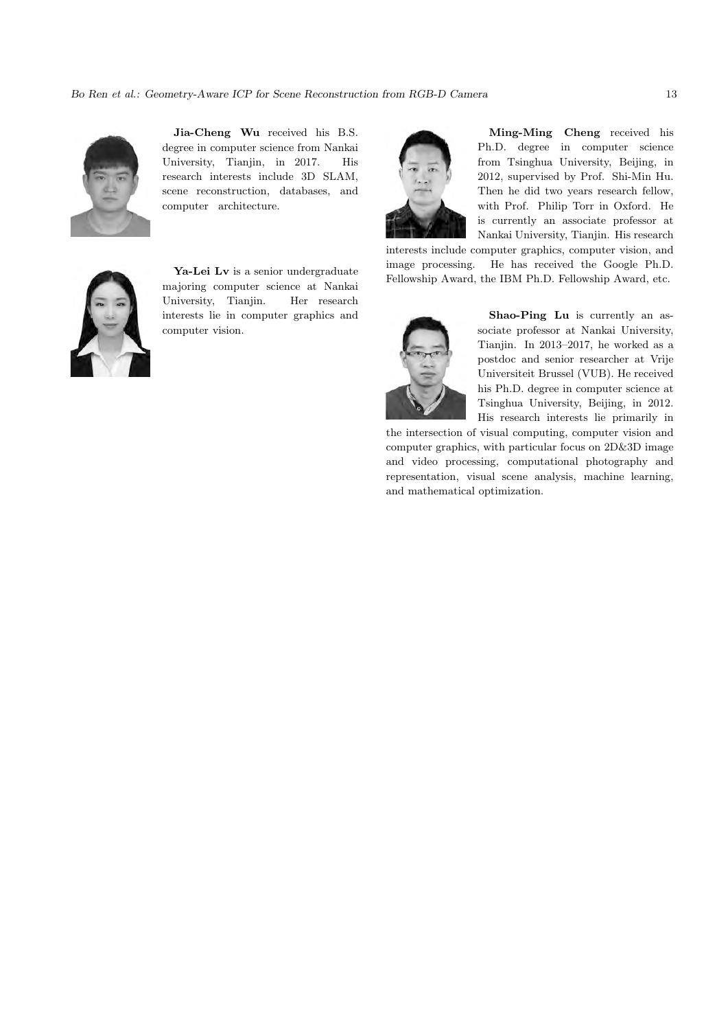**Jia-Cheng Wu** received his B.S. degree in computer science from Nankai University, Tianjin, in 2017. His research interests include 3D SLAM, scene reconstruction, databases, and computer architecture.

**Ya-Lei Lv** is a senior undergraduate majoring computer science at Nankai University, Tianjin. Her research interests lie in computer graphics and computer vision.

**Ming-Ming Cheng** received his Ph.D. degree in computer science from Tsinghua University, Beijing, in 2012, supervised by Prof. Shi-Min Hu. Then he did two years research fellow, with Prof. Philip Torr in Oxford. He is currently an associate professor at Nankai University, Tianjin. His research interests include computer graphics, computer vision, and image processing. He has received the Google Ph.D. Fellowship Award, the IBM Ph.D. Fellowship Award, etc.

**Shao-Ping Lu** is currently an associate professor at Nankai University, Tianjin. In 2013–2017, he worked as a postdoc and senior researcher at Vrije Universiteit Brussel (VUB). He received his Ph.D. degree in computer science at Tsinghua University, Beijing, in 2012. His research interests lie primarily in the intersection of visual computing, computer vision and computer graphics, with particular focus on 2D&3D image and video processing, computational photography and representation, visual scene analysis, machine learning, and mathematical optimization.